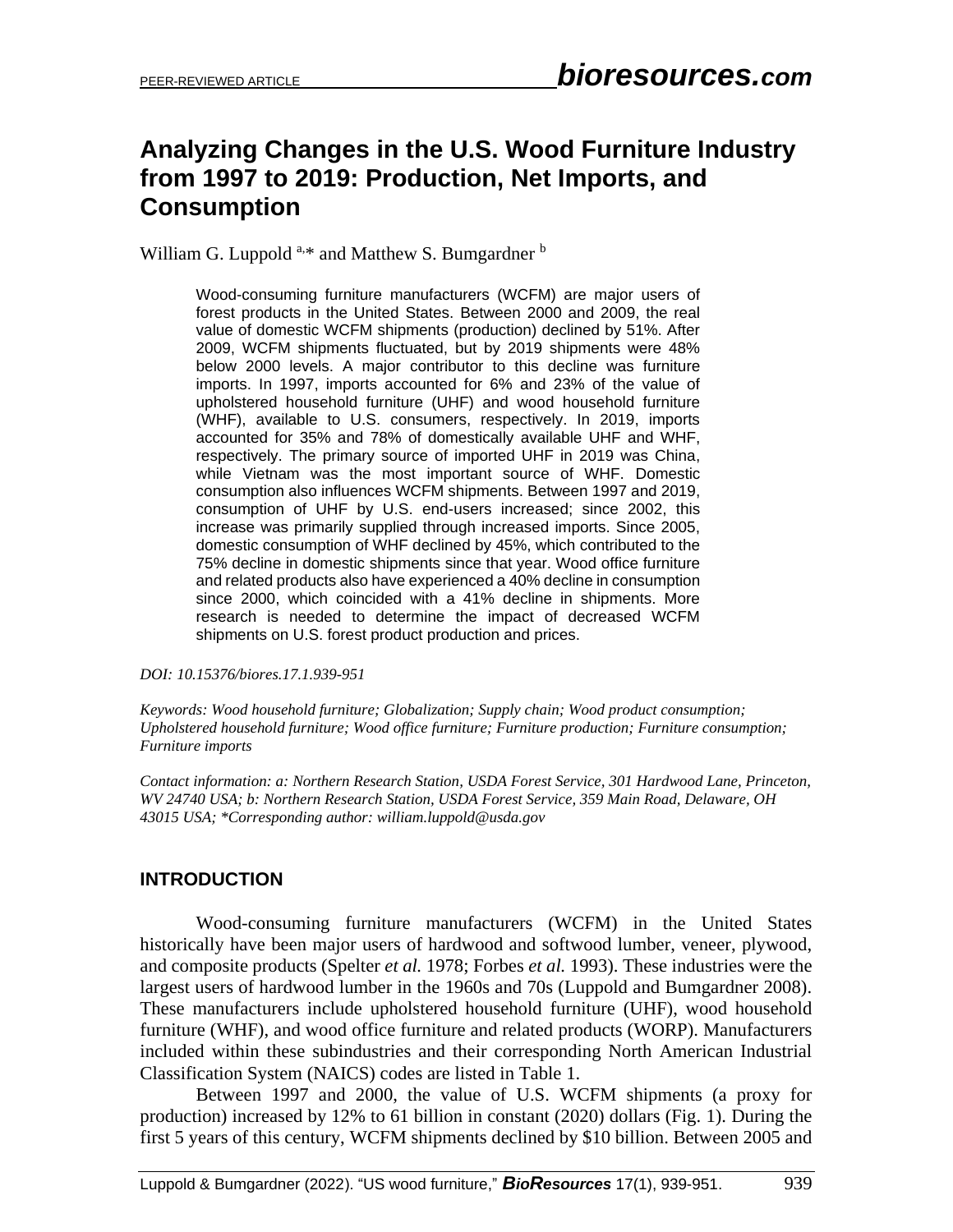# Analyzing Changes in the U.S. Wood Furniture Industry from 1997 to 2019: Production, Net Imports, and Consumption

William G. Luppold [a,]* and Matthew S. Bumgardner [b]

Wood-consuming furniture manufacturers (WCFM) are major users of forest products in the United States. Between 2000 and 2009, the real value of domestic WCFM shipments (production) declined by 51%. After 2009, WCFM shipments fluctuated, but by 2019 shipments were 48% below 2000 levels. A major contributor to this decline was furniture imports. In 1997, imports accounted for 6% and 23% of the value of upholstered household furniture (UHF) and wood household furniture (WHF), available to U.S. consumers, respectively. In 2019, imports accounted for 35% and 78% of domestically available UHF and WHF, respectively. The primary source of imported UHF in 2019 was China, while Vietnam was the most important source of WHF. Domestic consumption also influences WCFM shipments. Between 1997 and 2019, consumption of UHF by U.S. end-users increased; since 2002, this increase was primarily supplied through increased imports. Since 2005, domestic consumption of WHF declined by 45%, which contributed to the 75% decline in domestic shipments since that year. Wood office furniture and related products also have experienced a 40% decline in consumption since 2000, which coincided with a 41% decline in shipments. More research is needed to determine the impact of decreased WCFM shipments on U.S. forest product production and prices.

*DOI: 10.15376/biores.17.1.939-951*

*Keywords: Wood household furniture; Globalization; Supply chain; Wood product consumption; Upholstered household furniture; Wood office furniture; Furniture production; Furniture consumption; Furniture imports*

*Contact information: a: Northern Research Station, USDA Forest Service, 301 Hardwood Lane, Princeton, WV 24740 USA; b: Northern Research Station, USDA Forest Service, 359 Main Road, Delaware, OH 43015 USA; \*Corresponding author: william.luppold@usda.gov*

## INTRODUCTION

Wood-consuming furniture manufacturers (WCFM) in the United States historically have been major users of hardwood and softwood lumber, veneer, plywood, and composite products (Spelter *et al.* 1978; Forbes *et al.* 1993). These industries were the largest users of hardwood lumber in the 1960s and 70s (Luppold and Bumgardner 2008). These manufacturers include upholstered household furniture (UHF), wood household furniture (WHF), and wood office furniture and related products (WORP). Manufacturers included within these subindustries and their corresponding North American Industrial Classification System (NAICS) codes are listed in Table 1.

Between 1997 and 2000, the value of U.S. WCFM shipments (a proxy for production) increased by 12% to 61 billion in constant (2020) dollars (Fig. 1). During the first 5 years of this century, WCFM shipments declined by $10 billion. Between 2005 and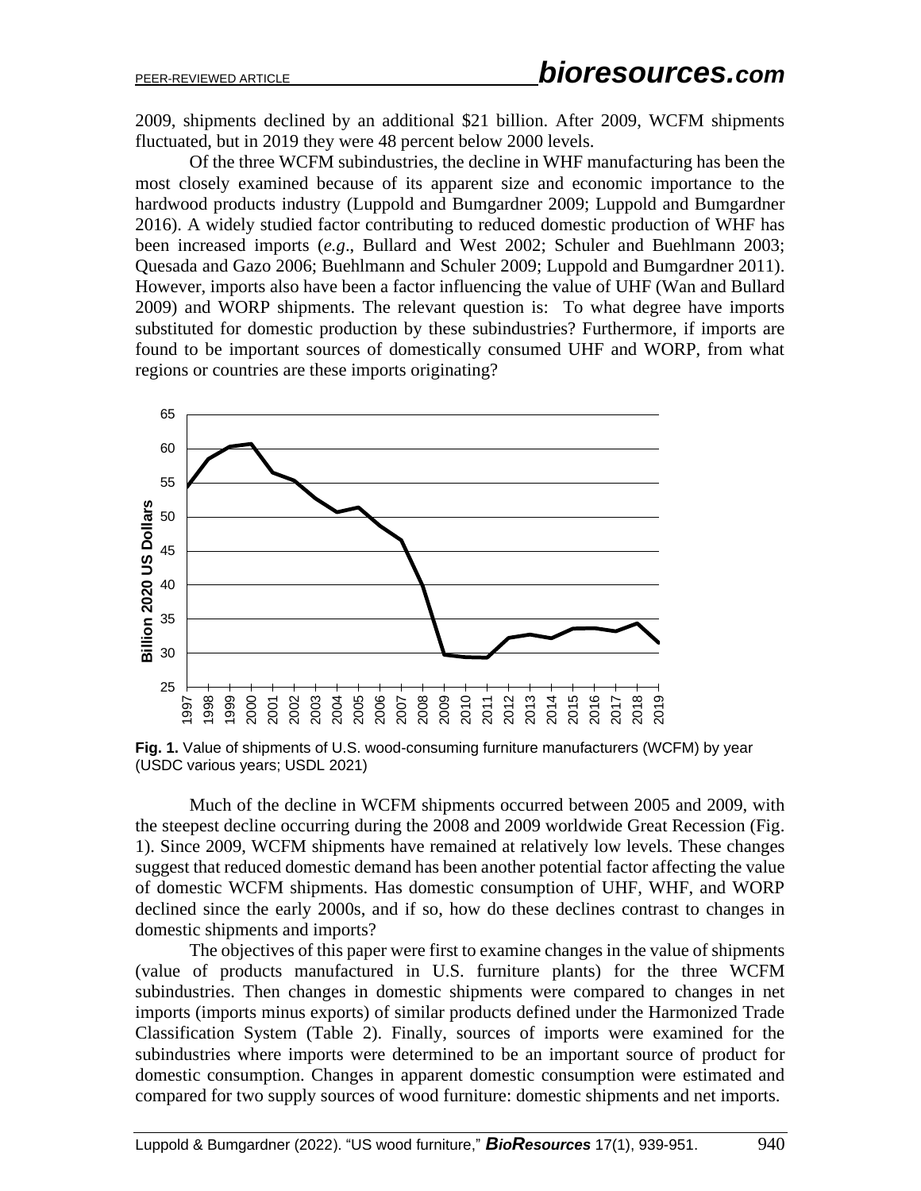2009, shipments declined by an additional $21 billion. After 2009, WCFM shipments fluctuated, but in 2019 they were 48 percent below 2000 levels.

Of the three WCFM subindustries, the decline in WHF manufacturing has been the most closely examined because of its apparent size and economic importance to the hardwood products industry (Luppold and Bumgardner 2009; Luppold and Bumgardner 2016). A widely studied factor contributing to reduced domestic production of WHF has been increased imports (*e.g*., Bullard and West 2002; Schuler and Buehlmann 2003; Quesada and Gazo 2006; Buehlmann and Schuler 2009; Luppold and Bumgardner 2011). However, imports also have been a factor influencing the value of UHF (Wan and Bullard 2009) and WORP shipments. The relevant question is: To what degree have imports substituted for domestic production by these subindustries? Furthermore, if imports are found to be important sources of domestically consumed UHF and WORP, from what regions or countries are these imports originating?

**Fig. 1.** Value of shipments of U.S. wood-consuming furniture manufacturers (WCFM) by year (USDC various years; USDL 2021)

Much of the decline in WCFM shipments occurred between 2005 and 2009, with the steepest decline occurring during the 2008 and 2009 worldwide Great Recession (Fig. 1). Since 2009, WCFM shipments have remained at relatively low levels. These changes suggest that reduced domestic demand has been another potential factor affecting the value of domestic WCFM shipments. Has domestic consumption of UHF, WHF, and WORP declined since the early 2000s, and if so, how do these declines contrast to changes in domestic shipments and imports?

The objectives of this paper were first to examine changes in the value of shipments (value of products manufactured in U.S. furniture plants) for the three WCFM subindustries. Then changes in domestic shipments were compared to changes in net imports (imports minus exports) of similar products defined under the Harmonized Trade Classification System (Table 2). Finally, sources of imports were examined for the subindustries where imports were determined to be an important source of product for domestic consumption. Changes in apparent domestic consumption were estimated and compared for two supply sources of wood furniture: domestic shipments and net imports.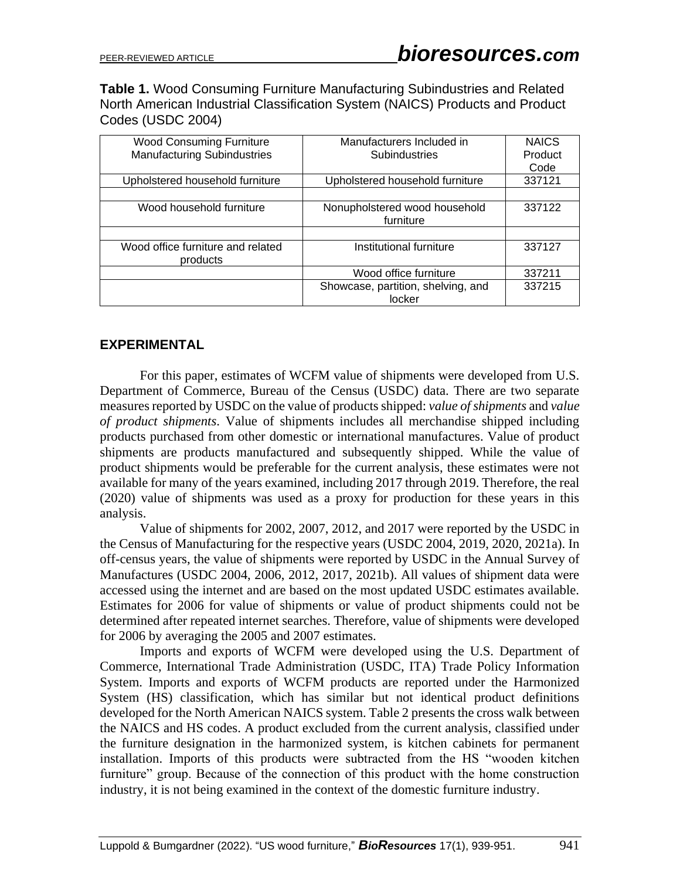**Table 1.** Wood Consuming Furniture Manufacturing Subindustries and Related North American Industrial Classification System (NAICS) Products and Product Codes (USDC 2004)

| Wood Consuming Furniture Manufacturing Subindustries | Manufacturers Included in Subindustries | NAICS Product Code |
|---|---|---|
| Upholstered household furniture | Upholstered household furniture | 337121 |
| | | |
| Wood household furniture | Nonupholstered wood household furniture | 337122 |
| | | |
| Wood office furniture and related products | Institutional furniture | 337127 |
| | Wood office furniture | 337211 |
| | Showcase, partition, shelving, and locker | 337215 |

## EXPERIMENTAL

For this paper, estimates of WCFM value of shipments were developed from U.S. Department of Commerce, Bureau of the Census (USDC) data. There are two separate measures reported by USDC on the value of products shipped: *value of shipments* and *value of product shipments*. Value of shipments includes all merchandise shipped including products purchased from other domestic or international manufactures. Value of product shipments are products manufactured and subsequently shipped. While the value of product shipments would be preferable for the current analysis, these estimates were not available for many of the years examined, including 2017 through 2019. Therefore, the real (2020) value of shipments was used as a proxy for production for these years in this analysis.

Value of shipments for 2002, 2007, 2012, and 2017 were reported by the USDC in the Census of Manufacturing for the respective years (USDC 2004, 2019, 2020, 2021a). In off-census years, the value of shipments were reported by USDC in the Annual Survey of Manufactures (USDC 2004, 2006, 2012, 2017, 2021b). All values of shipment data were accessed using the internet and are based on the most updated USDC estimates available. Estimates for 2006 for value of shipments or value of product shipments could not be determined after repeated internet searches. Therefore, value of shipments were developed for 2006 by averaging the 2005 and 2007 estimates.

Imports and exports of WCFM were developed using the U.S. Department of Commerce, International Trade Administration (USDC, ITA) Trade Policy Information System. Imports and exports of WCFM products are reported under the Harmonized System (HS) classification, which has similar but not identical product definitions developed for the North American NAICS system. Table 2 presents the cross walk between the NAICS and HS codes. A product excluded from the current analysis, classified under the furniture designation in the harmonized system, is kitchen cabinets for permanent installation. Imports of this products were subtracted from the HS "wooden kitchen furniture" group. Because of the connection of this product with the home construction industry, it is not being examined in the context of the domestic furniture industry.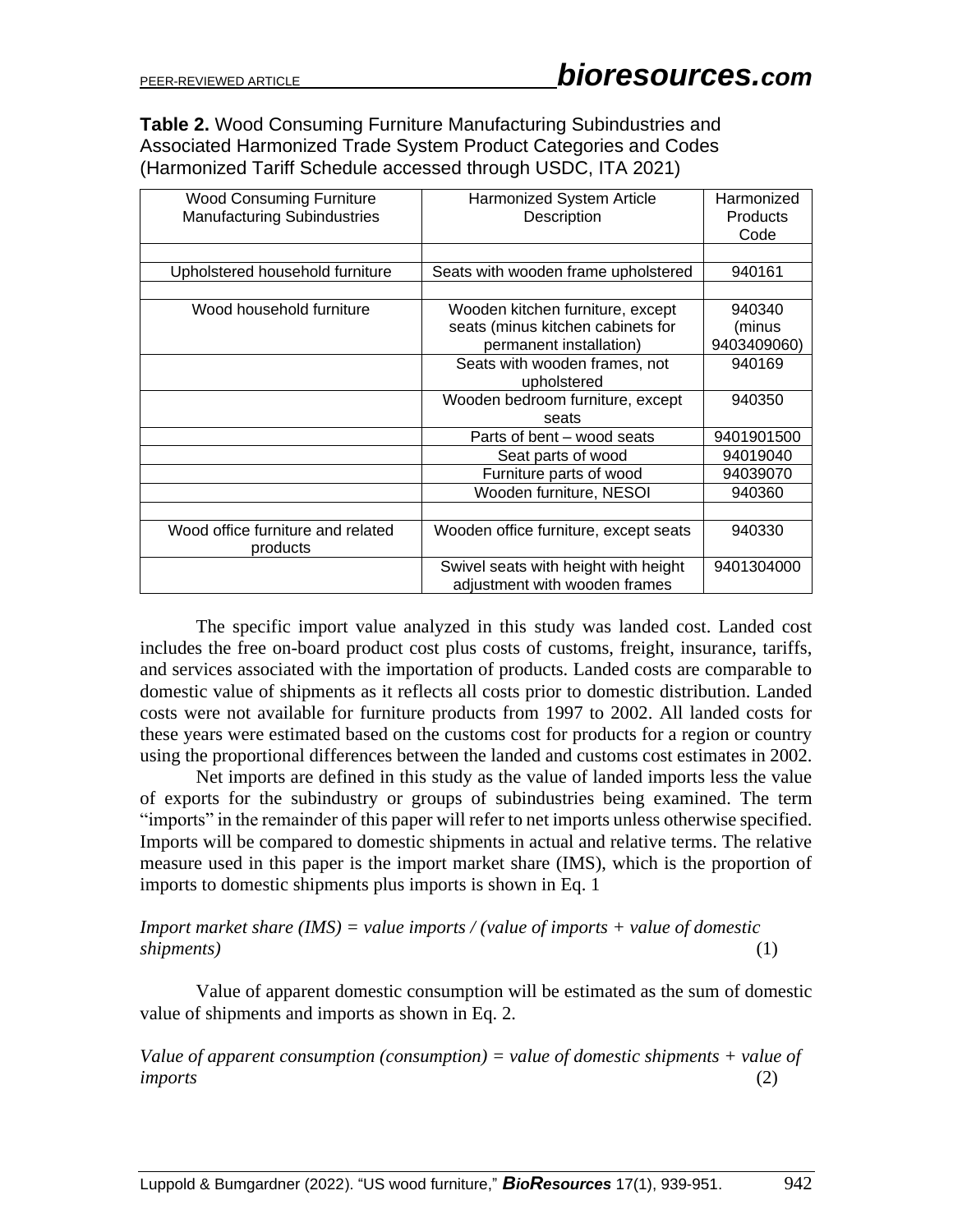**Table 2.** Wood Consuming Furniture Manufacturing Subindustries and Associated Harmonized Trade System Product Categories and Codes (Harmonized Tariff Schedule accessed through USDC, ITA 2021)

| Wood Consuming Furniture Manufacturing Subindustries | Harmonized System Article Description | Harmonized Products Code |
|---|---|---|
| | | |
| Upholstered household furniture | Seats with wooden frame upholstered | 940161 |
| | | |
| Wood household furniture | Wooden kitchen furniture, except seats (minus kitchen cabinets for permanent installation) | 940340 (minus 9403409060) |
| | Seats with wooden frames, not upholstered | 940169 |
| | Wooden bedroom furniture, except seats | 940350 |
| | Parts of bent – wood seats | 9401901500 |
| | Seat parts of wood | 94019040 |
| | Furniture parts of wood | 94039070 |
| | Wooden furniture, NESOI | 940360 |
| | | |
| Wood office furniture and related products | Wooden office furniture, except seats | 940330 |
| | Swivel seats with height with height adjustment with wooden frames | 9401304000 |

The specific import value analyzed in this study was landed cost. Landed cost includes the free on-board product cost plus costs of customs, freight, insurance, tariffs, and services associated with the importation of products. Landed costs are comparable to domestic value of shipments as it reflects all costs prior to domestic distribution. Landed costs were not available for furniture products from 1997 to 2002. All landed costs for these years were estimated based on the customs cost for products for a region or country using the proportional differences between the landed and customs cost estimates in 2002.

Net imports are defined in this study as the value of landed imports less the value of exports for the subindustry or groups of subindustries being examined. The term "imports" in the remainder of this paper will refer to net imports unless otherwise specified. Imports will be compared to domestic shipments in actual and relative terms. The relative measure used in this paper is the import market share (IMS), which is the proportion of imports to domestic shipments plus imports is shown in Eq. 1

*Import market share (IMS) = value imports / (value of imports + value of domestic shipments)* (1)

Value of apparent domestic consumption will be estimated as the sum of domestic value of shipments and imports as shown in Eq. 2.

*Value of apparent consumption (consumption) = value of domestic shipments + value of imports* (2)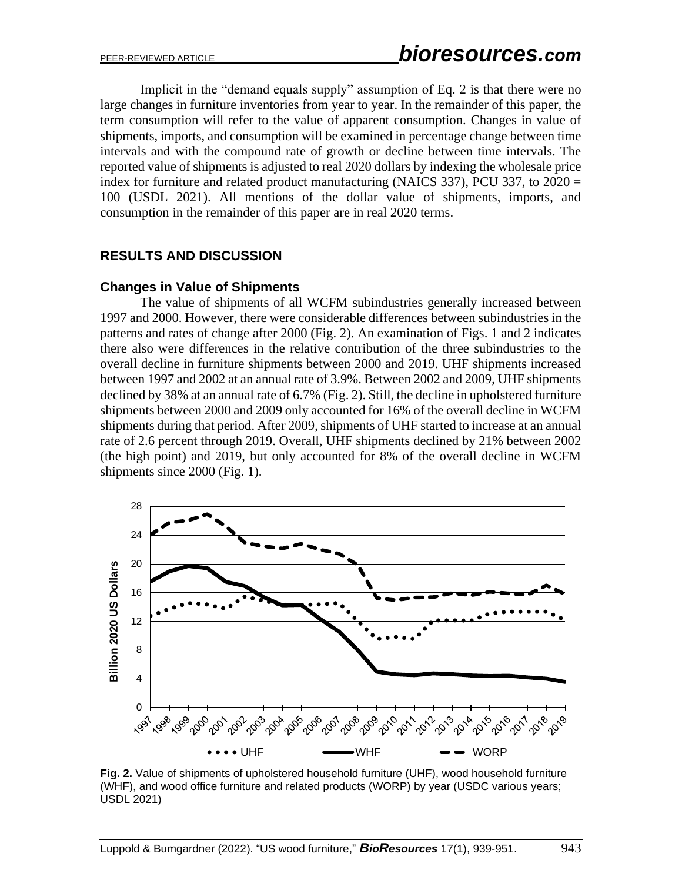Implicit in the "demand equals supply" assumption of Eq. 2 is that there were no large changes in furniture inventories from year to year. In the remainder of this paper, the term consumption will refer to the value of apparent consumption. Changes in value of shipments, imports, and consumption will be examined in percentage change between time intervals and with the compound rate of growth or decline between time intervals. The reported value of shipments is adjusted to real 2020 dollars by indexing the wholesale price index for furniture and related product manufacturing (NAICS 337), PCU 337, to 2020 = 100 (USDL 2021). All mentions of the dollar value of shipments, imports, and consumption in the remainder of this paper are in real 2020 terms.

## RESULTS AND DISCUSSION

### Changes in Value of Shipments

The value of shipments of all WCFM subindustries generally increased between 1997 and 2000. However, there were considerable differences between subindustries in the patterns and rates of change after 2000 (Fig. 2). An examination of Figs. 1 and 2 indicates there also were differences in the relative contribution of the three subindustries to the overall decline in furniture shipments between 2000 and 2019. UHF shipments increased between 1997 and 2002 at an annual rate of 3.9%. Between 2002 and 2009, UHF shipments declined by 38% at an annual rate of 6.7% (Fig. 2). Still, the decline in upholstered furniture shipments between 2000 and 2009 only accounted for 16% of the overall decline in WCFM shipments during that period. After 2009, shipments of UHF started to increase at an annual rate of 2.6 percent through 2019. Overall, UHF shipments declined by 21% between 2002 (the high point) and 2019, but only accounted for 8% of the overall decline in WCFM shipments since 2000 (Fig. 1).

**Fig. 2.** Value of shipments of upholstered household furniture (UHF), wood household furniture (WHF), and wood office furniture and related products (WORP) by year (USDC various years; USDL 2021)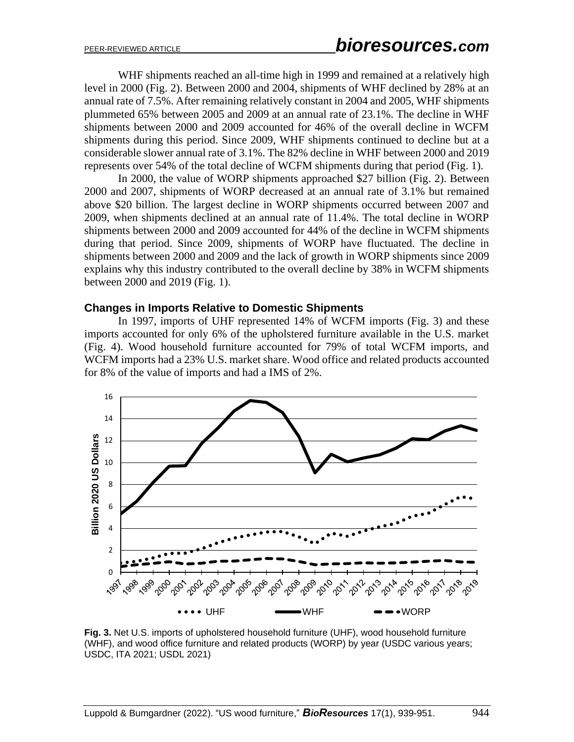WHF shipments reached an all-time high in 1999 and remained at a relatively high level in 2000 (Fig. 2). Between 2000 and 2004, shipments of WHF declined by 28% at an annual rate of 7.5%. After remaining relatively constant in 2004 and 2005, WHF shipments plummeted 65% between 2005 and 2009 at an annual rate of 23.1%. The decline in WHF shipments between 2000 and 2009 accounted for 46% of the overall decline in WCFM shipments during this period. Since 2009, WHF shipments continued to decline but at a considerable slower annual rate of 3.1%. The 82% decline in WHF between 2000 and 2019 represents over 54% of the total decline of WCFM shipments during that period (Fig. 1).

In 2000, the value of WORP shipments approached $27 billion (Fig. 2). Between 2000 and 2007, shipments of WORP decreased at an annual rate of 3.1% but remained above $20 billion. The largest decline in WORP shipments occurred between 2007 and 2009, when shipments declined at an annual rate of 11.4%. The total decline in WORP shipments between 2000 and 2009 accounted for 44% of the decline in WCFM shipments during that period. Since 2009, shipments of WORP have fluctuated. The decline in shipments between 2000 and 2009 and the lack of growth in WORP shipments since 2009 explains why this industry contributed to the overall decline by 38% in WCFM shipments between 2000 and 2019 (Fig. 1).

### Changes in Imports Relative to Domestic Shipments

In 1997, imports of UHF represented 14% of WCFM imports (Fig. 3) and these imports accounted for only 6% of the upholstered furniture available in the U.S. market (Fig. 4). Wood household furniture accounted for 79% of total WCFM imports, and WCFM imports had a 23% U.S. market share. Wood office and related products accounted for 8% of the value of imports and had a IMS of 2%.

**Fig. 3.** Net U.S. imports of upholstered household furniture (UHF), wood household furniture (WHF), and wood office furniture and related products (WORP) by year (USDC various years; USDC, ITA 2021; USDL 2021)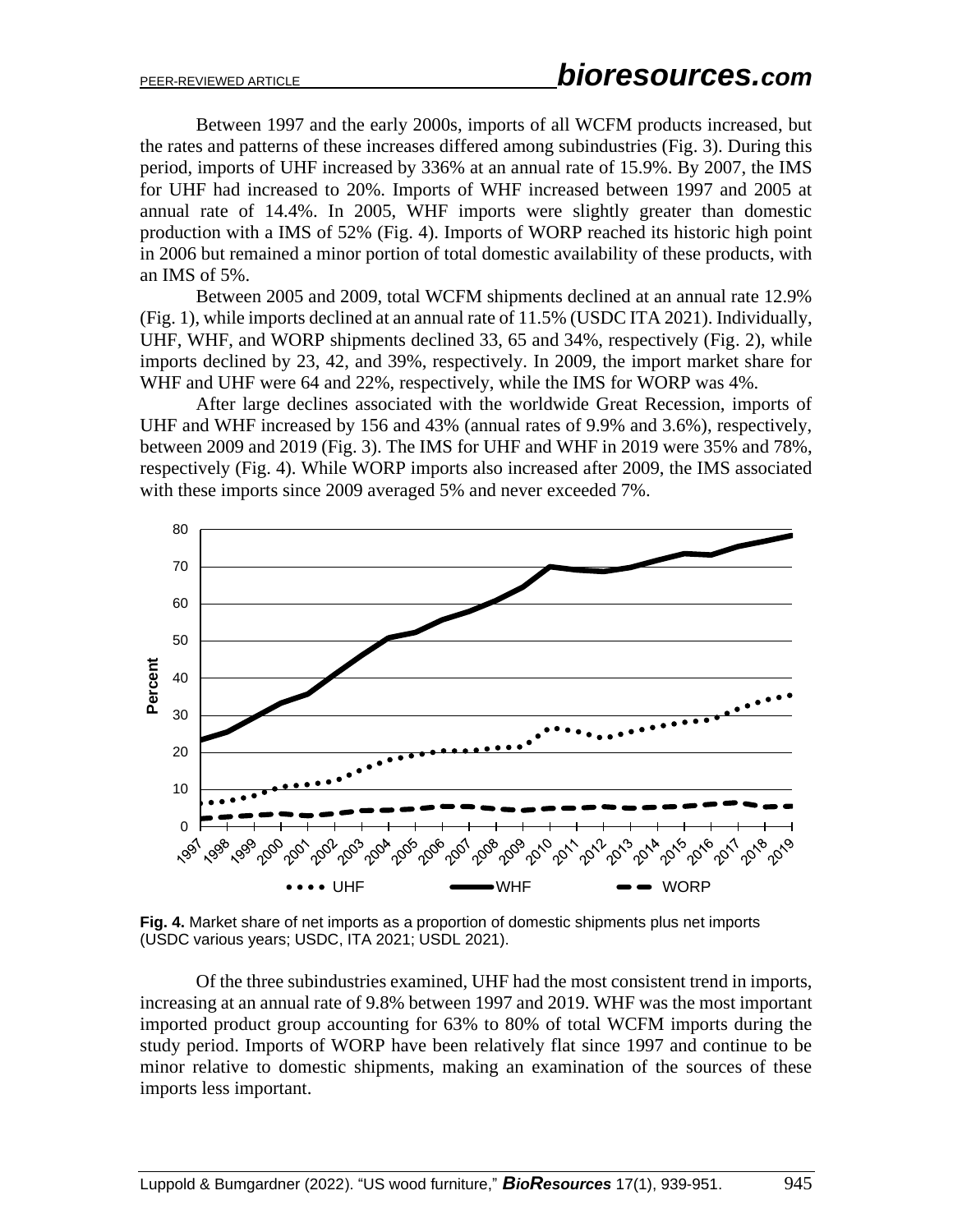Between 1997 and the early 2000s, imports of all WCFM products increased, but the rates and patterns of these increases differed among subindustries (Fig. 3). During this period, imports of UHF increased by 336% at an annual rate of 15.9%. By 2007, the IMS for UHF had increased to 20%. Imports of WHF increased between 1997 and 2005 at annual rate of 14.4%. In 2005, WHF imports were slightly greater than domestic production with a IMS of 52% (Fig. 4). Imports of WORP reached its historic high point in 2006 but remained a minor portion of total domestic availability of these products, with an IMS of 5%.

Between 2005 and 2009, total WCFM shipments declined at an annual rate 12.9% (Fig. 1), while imports declined at an annual rate of 11.5% (USDC ITA 2021). Individually, UHF, WHF, and WORP shipments declined 33, 65 and 34%, respectively (Fig. 2), while imports declined by 23, 42, and 39%, respectively. In 2009, the import market share for WHF and UHF were 64 and 22%, respectively, while the IMS for WORP was 4%.

After large declines associated with the worldwide Great Recession, imports of UHF and WHF increased by 156 and 43% (annual rates of 9.9% and 3.6%), respectively, between 2009 and 2019 (Fig. 3). The IMS for UHF and WHF in 2019 were 35% and 78%, respectively (Fig. 4). While WORP imports also increased after 2009, the IMS associated with these imports since 2009 averaged 5% and never exceeded 7%.

**Fig. 4.** Market share of net imports as a proportion of domestic shipments plus net imports (USDC various years; USDC, ITA 2021; USDL 2021).

Of the three subindustries examined, UHF had the most consistent trend in imports, increasing at an annual rate of 9.8% between 1997 and 2019. WHF was the most important imported product group accounting for 63% to 80% of total WCFM imports during the study period. Imports of WORP have been relatively flat since 1997 and continue to be minor relative to domestic shipments, making an examination of the sources of these imports less important.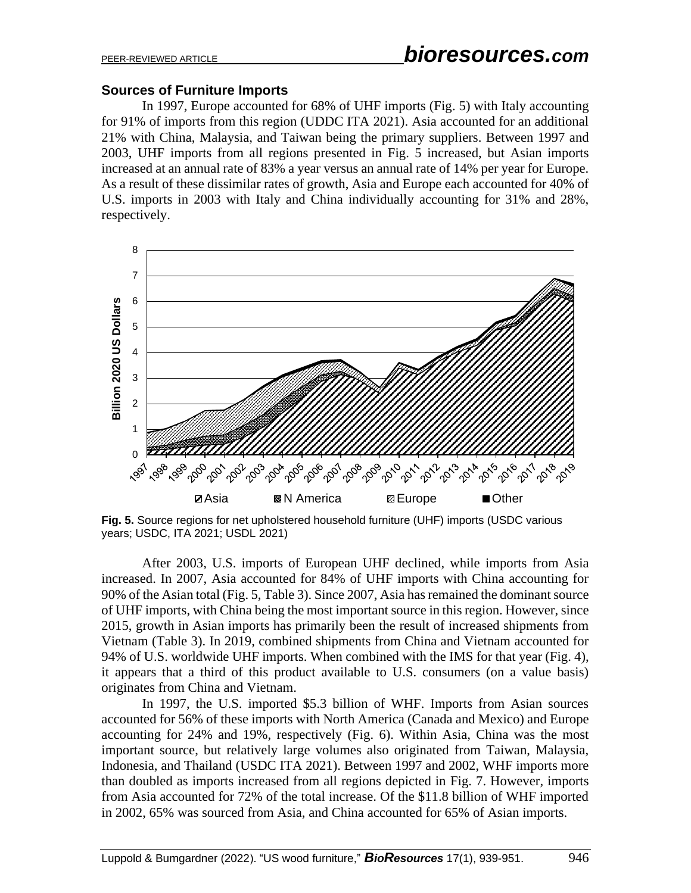### Sources of Furniture Imports

In 1997, Europe accounted for 68% of UHF imports (Fig. 5) with Italy accounting for 91% of imports from this region (UDDC ITA 2021). Asia accounted for an additional 21% with China, Malaysia, and Taiwan being the primary suppliers. Between 1997 and 2003, UHF imports from all regions presented in Fig. 5 increased, but Asian imports increased at an annual rate of 83% a year versus an annual rate of 14% per year for Europe. As a result of these dissimilar rates of growth, Asia and Europe each accounted for 40% of U.S. imports in 2003 with Italy and China individually accounting for 31% and 28%, respectively.

**Fig. 5.** Source regions for net upholstered household furniture (UHF) imports (USDC various years; USDC, ITA 2021; USDL 2021)

After 2003, U.S. imports of European UHF declined, while imports from Asia increased. In 2007, Asia accounted for 84% of UHF imports with China accounting for 90% of the Asian total (Fig. 5, Table 3). Since 2007, Asia has remained the dominant source of UHF imports, with China being the most important source in this region. However, since 2015, growth in Asian imports has primarily been the result of increased shipments from Vietnam (Table 3). In 2019, combined shipments from China and Vietnam accounted for 94% of U.S. worldwide UHF imports. When combined with the IMS for that year (Fig. 4), it appears that a third of this product available to U.S. consumers (on a value basis) originates from China and Vietnam.

In 1997, the U.S. imported \$5.3 billion of WHF. Imports from Asian sources accounted for 56% of these imports with North America (Canada and Mexico) and Europe accounting for 24% and 19%, respectively (Fig. 6). Within Asia, China was the most important source, but relatively large volumes also originated from Taiwan, Malaysia, Indonesia, and Thailand (USDC ITA 2021). Between 1997 and 2002, WHF imports more than doubled as imports increased from all regions depicted in Fig. 7. However, imports from Asia accounted for 72% of the total increase. Of the \$11.8 billion of WHF imported in 2002, 65% was sourced from Asia, and China accounted for 65% of Asian imports.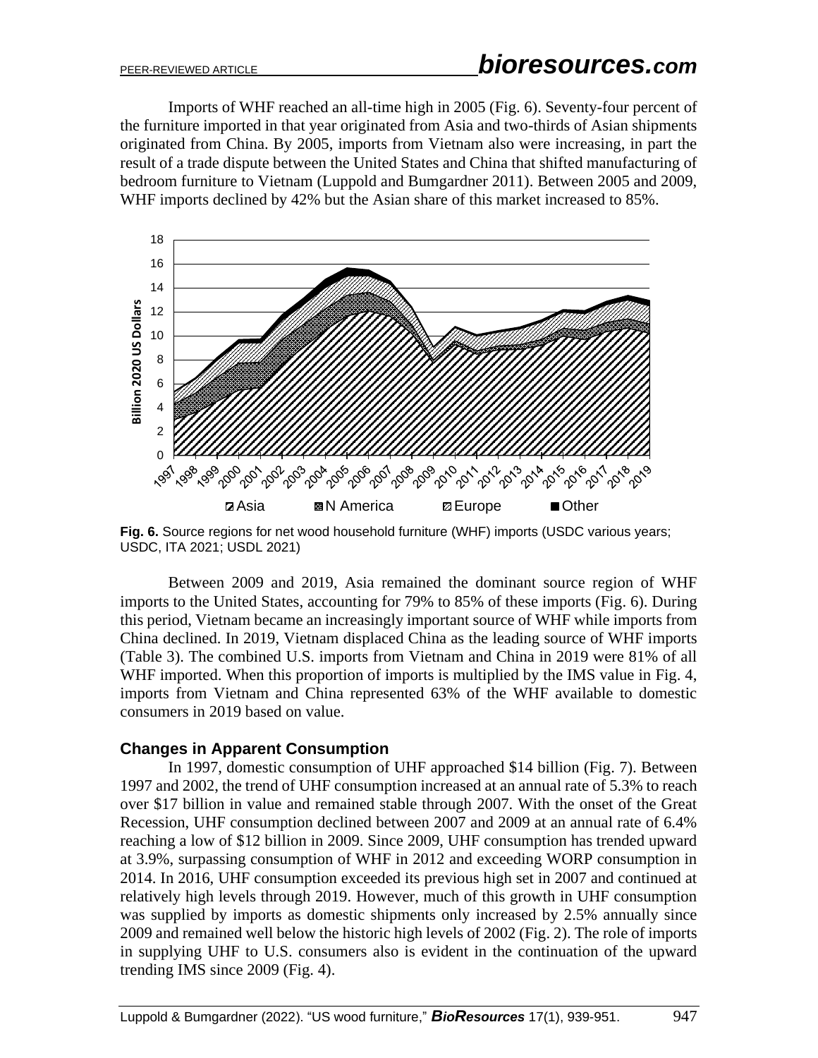Imports of WHF reached an all-time high in 2005 (Fig. 6). Seventy-four percent of the furniture imported in that year originated from Asia and two-thirds of Asian shipments originated from China. By 2005, imports from Vietnam also were increasing, in part the result of a trade dispute between the United States and China that shifted manufacturing of bedroom furniture to Vietnam (Luppold and Bumgardner 2011). Between 2005 and 2009, WHF imports declined by 42% but the Asian share of this market increased to 85%.

**Fig. 6.** Source regions for net wood household furniture (WHF) imports (USDC various years; USDC, ITA 2021; USDL 2021)

Between 2009 and 2019, Asia remained the dominant source region of WHF imports to the United States, accounting for 79% to 85% of these imports (Fig. 6). During this period, Vietnam became an increasingly important source of WHF while imports from China declined. In 2019, Vietnam displaced China as the leading source of WHF imports (Table 3). The combined U.S. imports from Vietnam and China in 2019 were 81% of all WHF imported. When this proportion of imports is multiplied by the IMS value in Fig. 4, imports from Vietnam and China represented 63% of the WHF available to domestic consumers in 2019 based on value.

## Changes in Apparent Consumption

In 1997, domestic consumption of UHF approached $14 billion (Fig. 7). Between 1997 and 2002, the trend of UHF consumption increased at an annual rate of 5.3% to reach over $17 billion in value and remained stable through 2007. With the onset of the Great Recession, UHF consumption declined between 2007 and 2009 at an annual rate of 6.4% reaching a low of $12 billion in 2009. Since 2009, UHF consumption has trended upward at 3.9%, surpassing consumption of WHF in 2012 and exceeding WORP consumption in 2014. In 2016, UHF consumption exceeded its previous high set in 2007 and continued at relatively high levels through 2019. However, much of this growth in UHF consumption was supplied by imports as domestic shipments only increased by 2.5% annually since 2009 and remained well below the historic high levels of 2002 (Fig. 2). The role of imports in supplying UHF to U.S. consumers also is evident in the continuation of the upward trending IMS since 2009 (Fig. 4).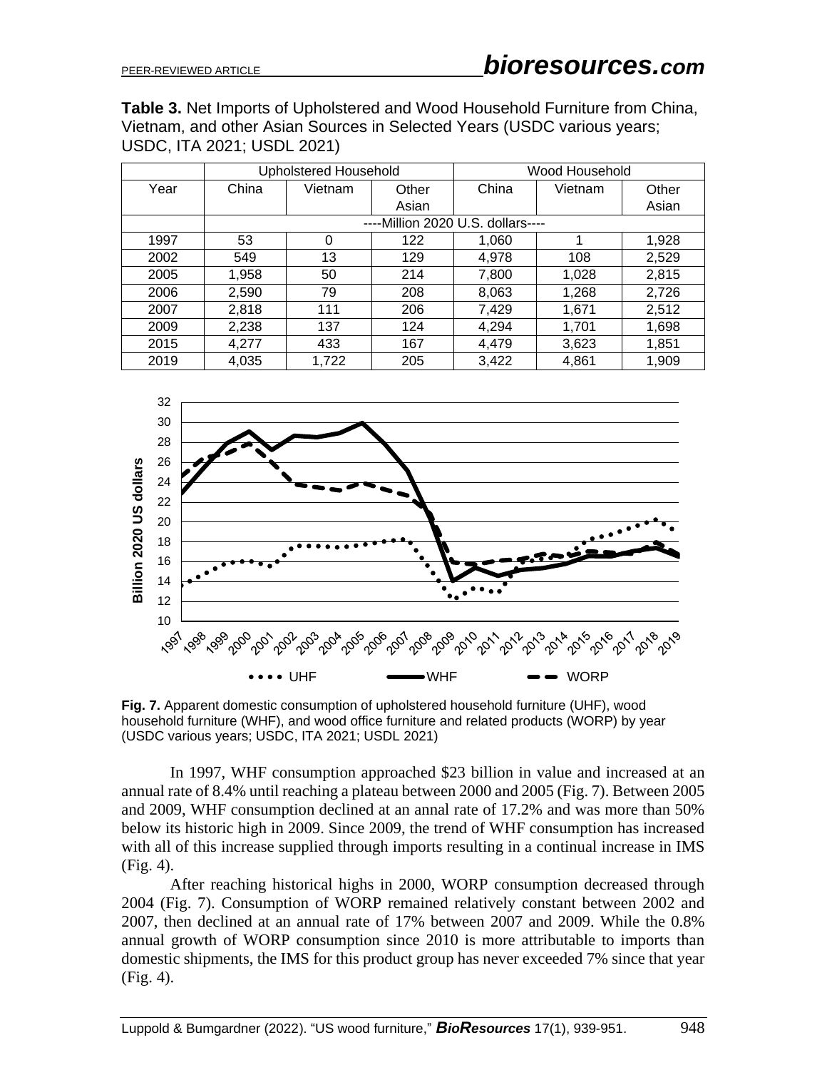**Table 3.** Net Imports of Upholstered and Wood Household Furniture from China, Vietnam, and other Asian Sources in Selected Years (USDC various years; USDC, ITA 2021; USDL 2021)

| | Upholstered Household | | | Wood Household | | |
|---|---|---|---|---|---|---|
| Year | China | Vietnam | Other Asian | China | Vietnam | Other Asian |
| | ----Million 2020 U.S. dollars---- | | | | | |
| 1997 | 53 | 0 | 122 | 1,060 | 1 | 1,928 |
| 2002 | 549 | 13 | 129 | 4,978 | 108 | 2,529 |
| 2005 | 1,958 | 50 | 214 | 7,800 | 1,028 | 2,815 |
| 2006 | 2,590 | 79 | 208 | 8,063 | 1,268 | 2,726 |
| 2007 | 2,818 | 111 | 206 | 7,429 | 1,671 | 2,512 |
| 2009 | 2,238 | 137 | 124 | 4,294 | 1,701 | 1,698 |
| 2015 | 4,277 | 433 | 167 | 4,479 | 3,623 | 1,851 |
| 2019 | 4,035 | 1,722 | 205 | 3,422 | 4,861 | 1,909 |

**Fig. 7.** Apparent domestic consumption of upholstered household furniture (UHF), wood household furniture (WHF), and wood office furniture and related products (WORP) by year (USDC various years; USDC, ITA 2021; USDL 2021)

In 1997, WHF consumption approached $23 billion in value and increased at an annual rate of 8.4% until reaching a plateau between 2000 and 2005 (Fig. 7). Between 2005 and 2009, WHF consumption declined at an annal rate of 17.2% and was more than 50% below its historic high in 2009. Since 2009, the trend of WHF consumption has increased with all of this increase supplied through imports resulting in a continual increase in IMS (Fig. 4).

After reaching historical highs in 2000, WORP consumption decreased through 2004 (Fig. 7). Consumption of WORP remained relatively constant between 2002 and 2007, then declined at an annual rate of 17% between 2007 and 2009. While the 0.8% annual growth of WORP consumption since 2010 is more attributable to imports than domestic shipments, the IMS for this product group has never exceeded 7% since that year (Fig. 4).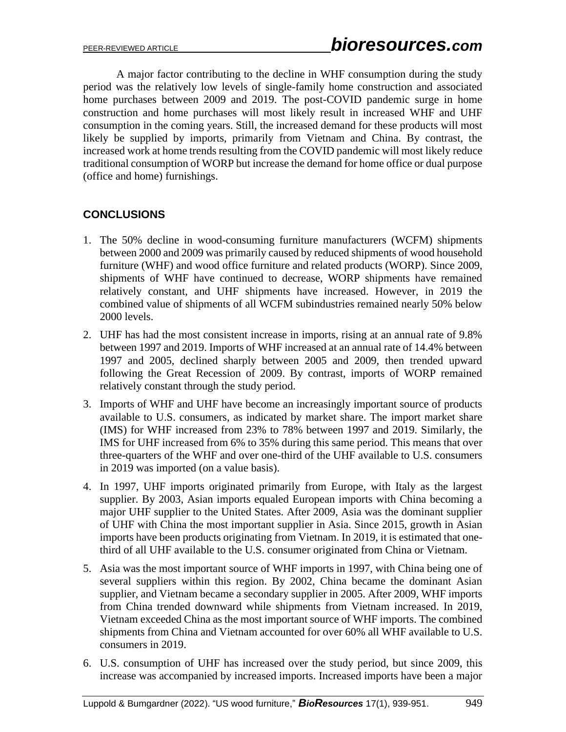A major factor contributing to the decline in WHF consumption during the study period was the relatively low levels of single-family home construction and associated home purchases between 2009 and 2019. The post-COVID pandemic surge in home construction and home purchases will most likely result in increased WHF and UHF consumption in the coming years. Still, the increased demand for these products will most likely be supplied by imports, primarily from Vietnam and China. By contrast, the increased work at home trends resulting from the COVID pandemic will most likely reduce traditional consumption of WORP but increase the demand for home office or dual purpose (office and home) furnishings.

## CONCLUSIONS

1. The 50% decline in wood-consuming furniture manufacturers (WCFM) shipments between 2000 and 2009 was primarily caused by reduced shipments of wood household furniture (WHF) and wood office furniture and related products (WORP). Since 2009, shipments of WHF have continued to decrease, WORP shipments have remained relatively constant, and UHF shipments have increased. However, in 2019 the combined value of shipments of all WCFM subindustries remained nearly 50% below 2000 levels.
2. UHF has had the most consistent increase in imports, rising at an annual rate of 9.8% between 1997 and 2019. Imports of WHF increased at an annual rate of 14.4% between 1997 and 2005, declined sharply between 2005 and 2009, then trended upward following the Great Recession of 2009. By contrast, imports of WORP remained relatively constant through the study period.
3. Imports of WHF and UHF have become an increasingly important source of products available to U.S. consumers, as indicated by market share. The import market share (IMS) for WHF increased from 23% to 78% between 1997 and 2019. Similarly, the IMS for UHF increased from 6% to 35% during this same period. This means that over three-quarters of the WHF and over one-third of the UHF available to U.S. consumers in 2019 was imported (on a value basis).
4. In 1997, UHF imports originated primarily from Europe, with Italy as the largest supplier. By 2003, Asian imports equaled European imports with China becoming a major UHF supplier to the United States. After 2009, Asia was the dominant supplier of UHF with China the most important supplier in Asia. Since 2015, growth in Asian imports have been products originating from Vietnam. In 2019, it is estimated that one-third of all UHF available to the U.S. consumer originated from China or Vietnam.
5. Asia was the most important source of WHF imports in 1997, with China being one of several suppliers within this region. By 2002, China became the dominant Asian supplier, and Vietnam became a secondary supplier in 2005. After 2009, WHF imports from China trended downward while shipments from Vietnam increased. In 2019, Vietnam exceeded China as the most important source of WHF imports. The combined shipments from China and Vietnam accounted for over 60% all WHF available to U.S. consumers in 2019.
6. U.S. consumption of UHF has increased over the study period, but since 2009, this increase was accompanied by increased imports. Increased imports have been a major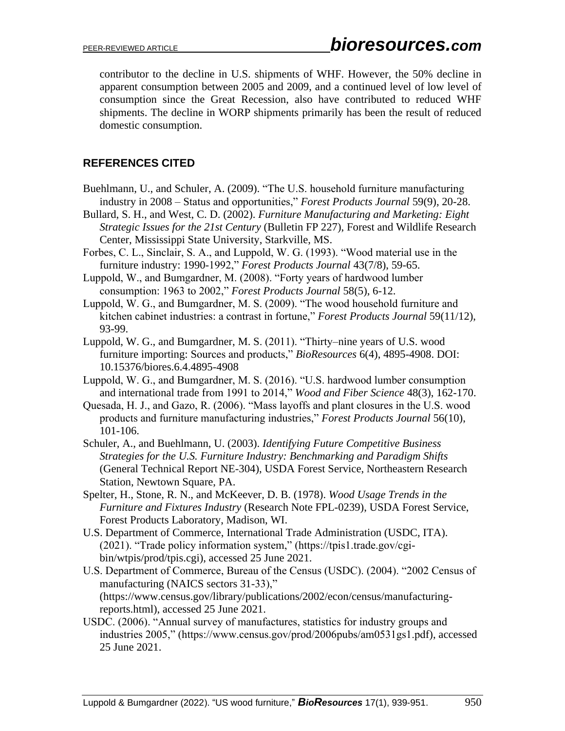contributor to the decline in U.S. shipments of WHF. However, the 50% decline in apparent consumption between 2005 and 2009, and a continued level of low level of consumption since the Great Recession, also have contributed to reduced WHF shipments. The decline in WORP shipments primarily has been the result of reduced domestic consumption.

## REFERENCES CITED

Buehlmann, U., and Schuler, A. (2009). "The U.S. household furniture manufacturing industry in 2008 – Status and opportunities," *Forest Products Journal* 59(9), 20-28.

Bullard, S. H., and West, C. D. (2002). *Furniture Manufacturing and Marketing: Eight Strategic Issues for the 21st Century* (Bulletin FP 227), Forest and Wildlife Research Center, Mississippi State University, Starkville, MS.

Forbes, C. L., Sinclair, S. A., and Luppold, W. G. (1993). "Wood material use in the furniture industry: 1990-1992," *Forest Products Journal* 43(7/8), 59-65.

Luppold, W., and Bumgardner, M. (2008). "Forty years of hardwood lumber consumption: 1963 to 2002," *Forest Products Journal* 58(5), 6-12.

Luppold, W. G., and Bumgardner, M. S. (2009). "The wood household furniture and kitchen cabinet industries: a contrast in fortune," *Forest Products Journal* 59(11/12), 93-99.

Luppold, W. G., and Bumgardner, M. S. (2011). "Thirty–nine years of U.S. wood furniture importing: Sources and products," *BioResources* 6(4), 4895-4908. DOI: 10.15376/biores.6.4.4895-4908

Luppold, W. G., and Bumgardner, M. S. (2016). "U.S. hardwood lumber consumption and international trade from 1991 to 2014," *Wood and Fiber Science* 48(3), 162-170.

Quesada, H. J., and Gazo, R. (2006). "Mass layoffs and plant closures in the U.S. wood products and furniture manufacturing industries," *Forest Products Journal* 56(10), 101-106.

Schuler, A., and Buehlmann, U. (2003). *Identifying Future Competitive Business Strategies for the U.S. Furniture Industry: Benchmarking and Paradigm Shifts* (General Technical Report NE-304), USDA Forest Service, Northeastern Research Station, Newtown Square, PA.

Spelter, H., Stone, R. N., and McKeever, D. B. (1978). *Wood Usage Trends in the Furniture and Fixtures Industry* (Research Note FPL-0239), USDA Forest Service, Forest Products Laboratory, Madison, WI.

U.S. Department of Commerce, International Trade Administration (USDC, ITA). (2021). "Trade policy information system," (https://tpis1.trade.gov/cgi-bin/wtpis/prod/tpis.cgi), accessed 25 June 2021.

U.S. Department of Commerce, Bureau of the Census (USDC). (2004). "2002 Census of manufacturing (NAICS sectors 31-33)," (https://www.census.gov/library/publications/2002/econ/census/manufacturing-reports.html), accessed 25 June 2021.

USDC. (2006). "Annual survey of manufactures, statistics for industry groups and industries 2005," (https://www.census.gov/prod/2006pubs/am0531gs1.pdf), accessed 25 June 2021.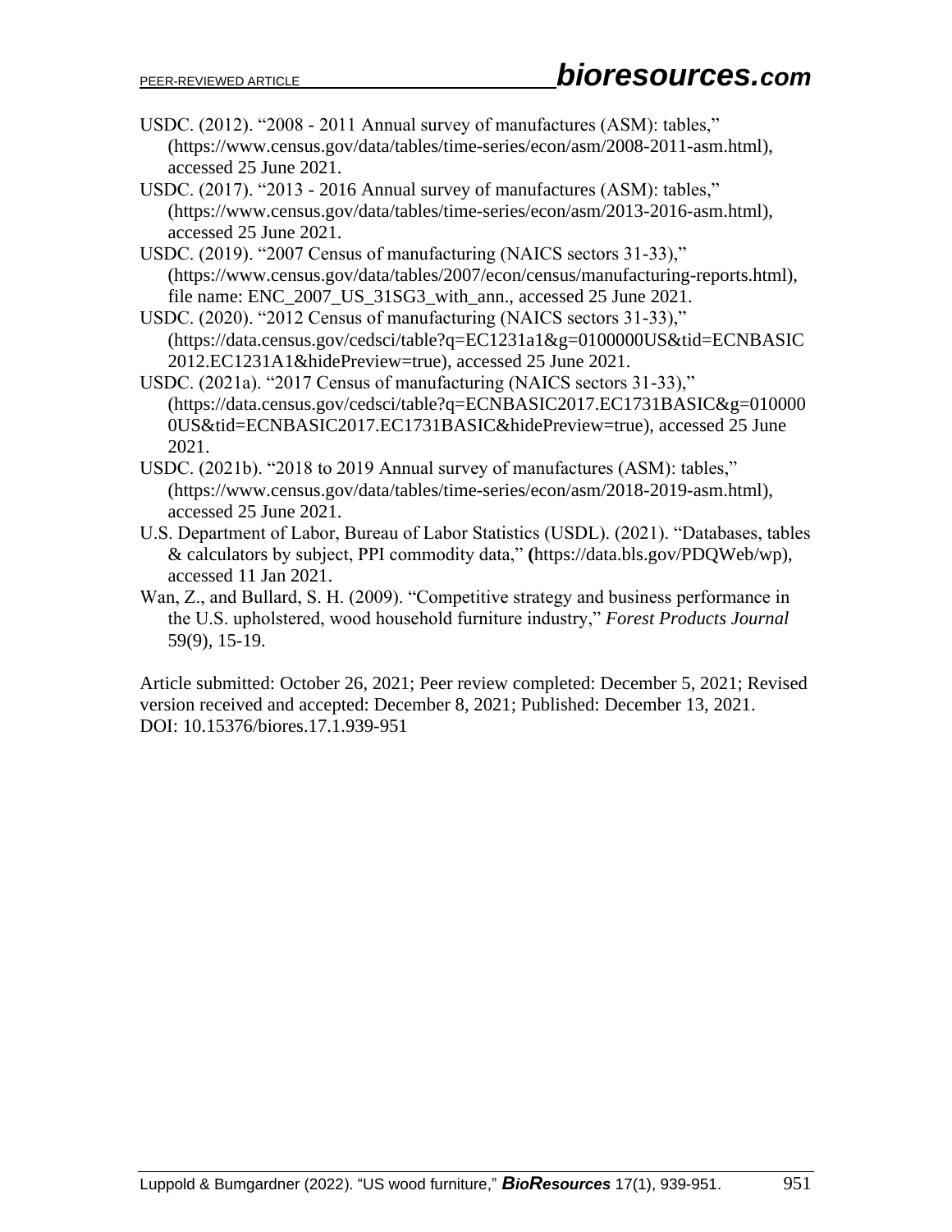USDC. (2012). "2008 - 2011 Annual survey of manufactures (ASM): tables," (https://www.census.gov/data/tables/time-series/econ/asm/2008-2011-asm.html), accessed 25 June 2021.

USDC. (2017). "2013 - 2016 Annual survey of manufactures (ASM): tables," (https://www.census.gov/data/tables/time-series/econ/asm/2013-2016-asm.html), accessed 25 June 2021.

USDC. (2019). "2007 Census of manufacturing (NAICS sectors 31-33)," (https://www.census.gov/data/tables/2007/econ/census/manufacturing-reports.html), file name: ENC_2007_US_31SG3_with_ann., accessed 25 June 2021.

USDC. (2020). "2012 Census of manufacturing (NAICS sectors 31-33)," (https://data.census.gov/cedsci/table?q=EC1231a1&g=0100000US&tid=ECNBASIC2012.EC1231A1&hidePreview=true), accessed 25 June 2021.

USDC. (2021a). "2017 Census of manufacturing (NAICS sectors 31-33)," (https://data.census.gov/cedsci/table?q=ECNBASIC2017.EC1731BASIC&g=0100000US&tid=ECNBASIC2017.EC1731BASIC&hidePreview=true), accessed 25 June 2021.

USDC. (2021b). "2018 to 2019 Annual survey of manufactures (ASM): tables," (https://www.census.gov/data/tables/time-series/econ/asm/2018-2019-asm.html), accessed 25 June 2021.

U.S. Department of Labor, Bureau of Labor Statistics (USDL). (2021). "Databases, tables & calculators by subject, PPI commodity data," **(**https://data.bls.gov/PDQWeb/wp), accessed 11 Jan 2021.

Wan, Z., and Bullard, S. H. (2009). "Competitive strategy and business performance in the U.S. upholstered, wood household furniture industry," *Forest Products Journal* 59(9), 15-19.

Article submitted: October 26, 2021; Peer review completed: December 5, 2021; Revised version received and accepted: December 8, 2021; Published: December 13, 2021.
DOI: 10.15376/biores.17.1.939-951